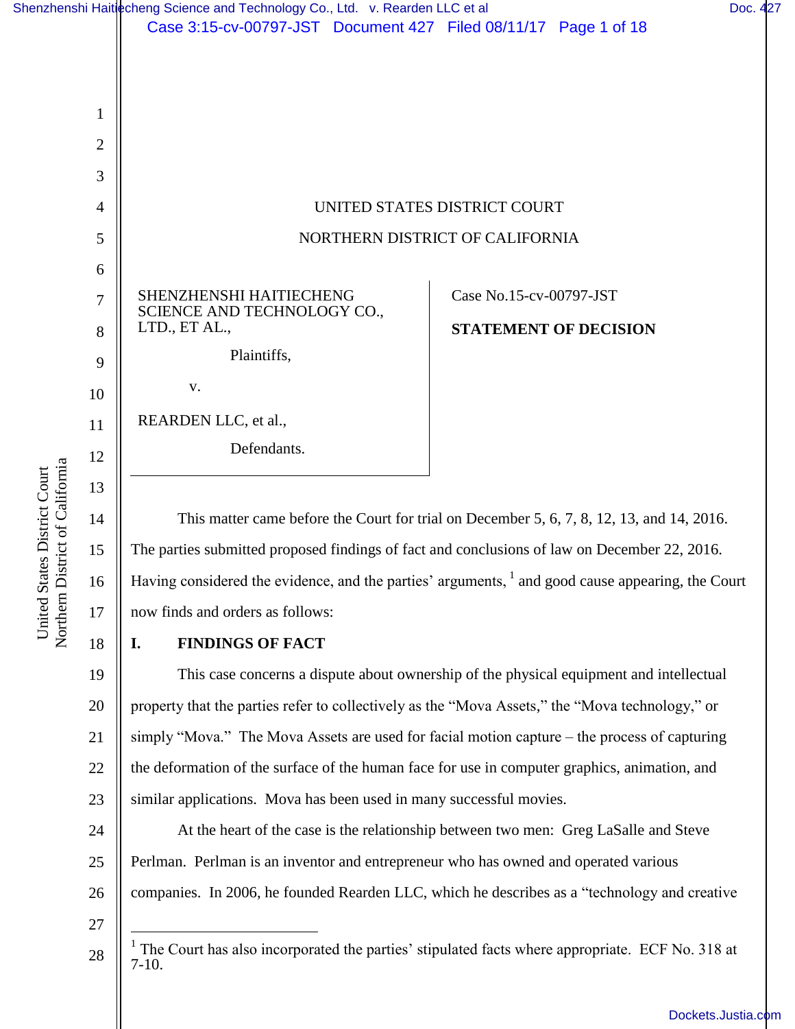UNITED STATES DISTRICT COURT

NORTHERN DISTRICT OF CALIFORNIA

SHENZHENSHI HAITIECHENG SCIENCE AND TECHNOLOGY CO., LTD., ET AL.,

Plaintiffs,

v.

REARDEN LLC, et al.,

Defendants.

Case No.15-cv-00797-JST

**STATEMENT OF DECISION**

This matter came before the Court for trial on December 5, 6, 7, 8, 12, 13, and 14, 2016. The parties submitted proposed findings of fact and conclusions of law on December 22, 2016. Having considered the evidence, and the parties' arguments, [1] and good cause appearing, the Court now finds and orders as follows:

## I. FINDINGS OF FACT

This case concerns a dispute about ownership of the physical equipment and intellectual property that the parties refer to collectively as the "Mova Assets," the "Mova technology," or simply "Mova." The Mova Assets are used for facial motion capture – the process of capturing the deformation of the surface of the human face for use in computer graphics, animation, and similar applications. Mova has been used in many successful movies.

At the heart of the case is the relationship between two men: Greg LaSalle and Steve Perlman. Perlman is an inventor and entrepreneur who has owned and operated various companies. In 2006, he founded Rearden LLC, which he describes as a "technology and creative

[1] The Court has also incorporated the parties' stipulated facts where appropriate. ECF No. 318 at 7-10.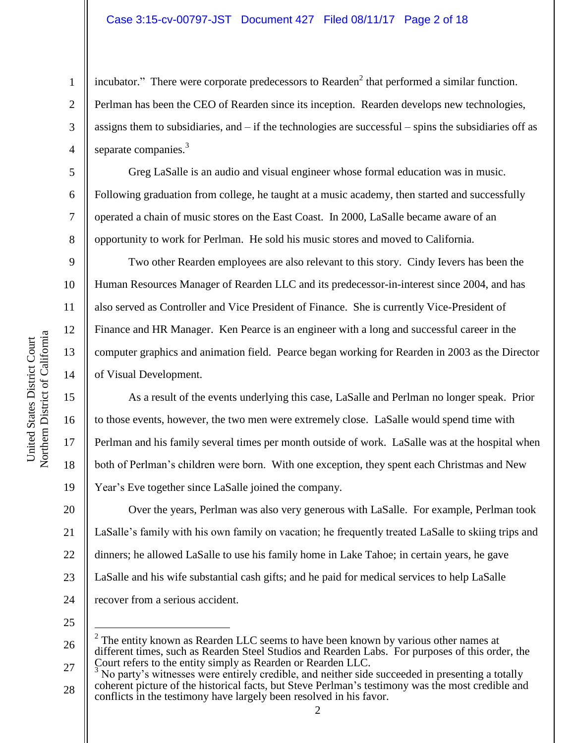incubator." There were corporate predecessors to Rearden[2] that performed a similar function. Perlman has been the CEO of Rearden since its inception. Rearden develops new technologies, assigns them to subsidiaries, and – if the technologies are successful – spins the subsidiaries off as separate companies.[3]

Greg LaSalle is an audio and visual engineer whose formal education was in music. Following graduation from college, he taught at a music academy, then started and successfully operated a chain of music stores on the East Coast. In 2000, LaSalle became aware of an opportunity to work for Perlman. He sold his music stores and moved to California.

Two other Rearden employees are also relevant to this story. Cindy Ievers has been the Human Resources Manager of Rearden LLC and its predecessor-in-interest since 2004, and has also served as Controller and Vice President of Finance. She is currently Vice-President of Finance and HR Manager. Ken Pearce is an engineer with a long and successful career in the computer graphics and animation field. Pearce began working for Rearden in 2003 as the Director of Visual Development.

As a result of the events underlying this case, LaSalle and Perlman no longer speak. Prior to those events, however, the two men were extremely close. LaSalle would spend time with Perlman and his family several times per month outside of work. LaSalle was at the hospital when both of Perlman's children were born. With one exception, they spent each Christmas and New Year's Eve together since LaSalle joined the company.

Over the years, Perlman was also very generous with LaSalle. For example, Perlman took LaSalle's family with his own family on vacation; he frequently treated LaSalle to skiing trips and dinners; he allowed LaSalle to use his family home in Lake Tahoe; in certain years, he gave LaSalle and his wife substantial cash gifts; and he paid for medical services to help LaSalle recover from a serious accident.

---

[2] The entity known as Rearden LLC seems to have been known by various other names at different times, such as Rearden Steel Studios and Rearden Labs. For purposes of this order, the Court refers to the entity simply as Rearden or Rearden LLC.

[3] No party's witnesses were entirely credible, and neither side succeeded in presenting a totally coherent picture of the historical facts, but Steve Perlman's testimony was the most credible and conflicts in the testimony have largely been resolved in his favor.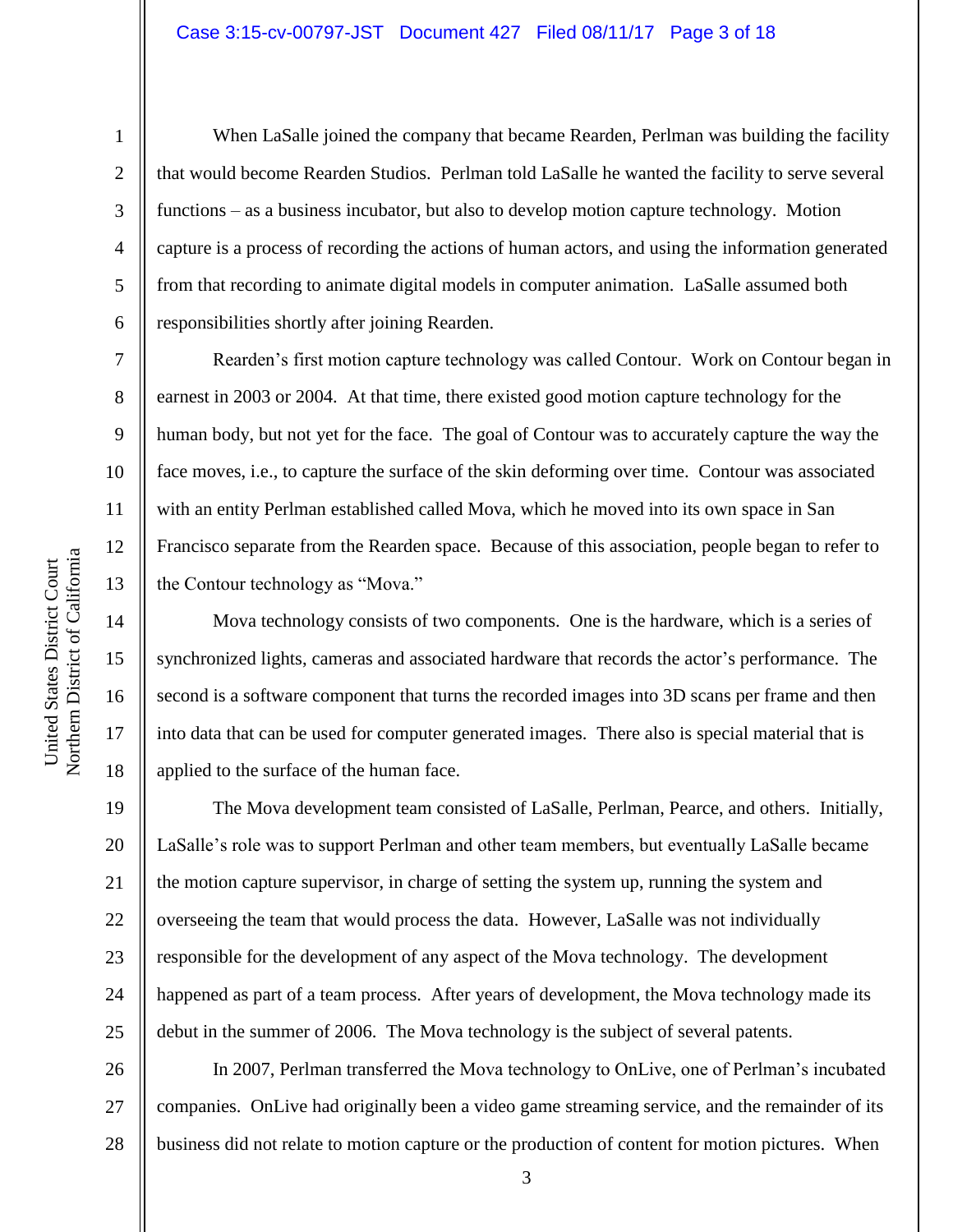When LaSalle joined the company that became Rearden, Perlman was building the facility that would become Rearden Studios. Perlman told LaSalle he wanted the facility to serve several functions – as a business incubator, but also to develop motion capture technology. Motion capture is a process of recording the actions of human actors, and using the information generated from that recording to animate digital models in computer animation. LaSalle assumed both responsibilities shortly after joining Rearden.

Rearden's first motion capture technology was called Contour. Work on Contour began in earnest in 2003 or 2004. At that time, there existed good motion capture technology for the human body, but not yet for the face. The goal of Contour was to accurately capture the way the face moves, i.e., to capture the surface of the skin deforming over time. Contour was associated with an entity Perlman established called Mova, which he moved into its own space in San Francisco separate from the Rearden space. Because of this association, people began to refer to the Contour technology as "Mova."

Mova technology consists of two components. One is the hardware, which is a series of synchronized lights, cameras and associated hardware that records the actor's performance. The second is a software component that turns the recorded images into 3D scans per frame and then into data that can be used for computer generated images. There also is special material that is applied to the surface of the human face.

The Mova development team consisted of LaSalle, Perlman, Pearce, and others. Initially, LaSalle's role was to support Perlman and other team members, but eventually LaSalle became the motion capture supervisor, in charge of setting the system up, running the system and overseeing the team that would process the data. However, LaSalle was not individually responsible for the development of any aspect of the Mova technology. The development happened as part of a team process. After years of development, the Mova technology made its debut in the summer of 2006. The Mova technology is the subject of several patents.

In 2007, Perlman transferred the Mova technology to OnLive, one of Perlman's incubated companies. OnLive had originally been a video game streaming service, and the remainder of its business did not relate to motion capture or the production of content for motion pictures. When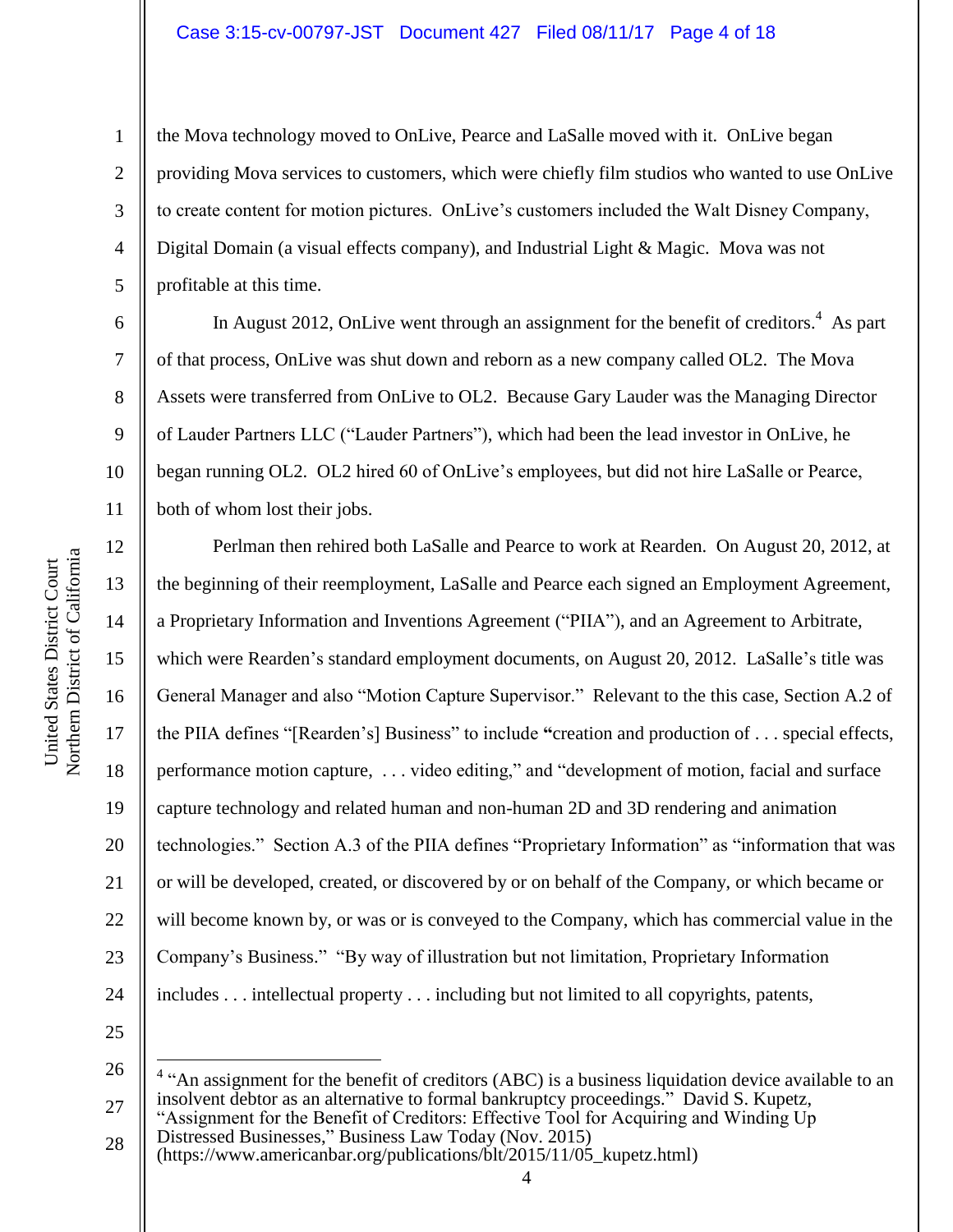the Mova technology moved to OnLive, Pearce and LaSalle moved with it. OnLive began providing Mova services to customers, which were chiefly film studios who wanted to use OnLive to create content for motion pictures. OnLive's customers included the Walt Disney Company, Digital Domain (a visual effects company), and Industrial Light & Magic. Mova was not profitable at this time.

In August 2012, OnLive went through an assignment for the benefit of creditors.[4] As part of that process, OnLive was shut down and reborn as a new company called OL2. The Mova Assets were transferred from OnLive to OL2. Because Gary Lauder was the Managing Director of Lauder Partners LLC ("Lauder Partners"), which had been the lead investor in OnLive, he began running OL2. OL2 hired 60 of OnLive's employees, but did not hire LaSalle or Pearce, both of whom lost their jobs.

Perlman then rehired both LaSalle and Pearce to work at Rearden. On August 20, 2012, at the beginning of their reemployment, LaSalle and Pearce each signed an Employment Agreement, a Proprietary Information and Inventions Agreement ("PIIA"), and an Agreement to Arbitrate, which were Rearden's standard employment documents, on August 20, 2012. LaSalle's title was General Manager and also "Motion Capture Supervisor." Relevant to the this case, Section A.2 of the PIIA defines "[Rearden's] Business" to include "creation and production of . . . special effects, performance motion capture, . . . video editing," and "development of motion, facial and surface capture technology and related human and non-human 2D and 3D rendering and animation technologies." Section A.3 of the PIIA defines "Proprietary Information" as "information that was or will be developed, created, or discovered by or on behalf of the Company, or which became or will become known by, or was or is conveyed to the Company, which has commercial value in the Company's Business." "By way of illustration but not limitation, Proprietary Information includes . . . intellectual property . . . including but not limited to all copyrights, patents,

---

[4] "An assignment for the benefit of creditors (ABC) is a business liquidation device available to an insolvent debtor as an alternative to formal bankruptcy proceedings." David S. Kupetz, "Assignment for the Benefit of Creditors: Effective Tool for Acquiring and Winding Up Distressed Businesses," Business Law Today (Nov. 2015) (https://www.americanbar.org/publications/blt/2015/11/05_kupetz.html)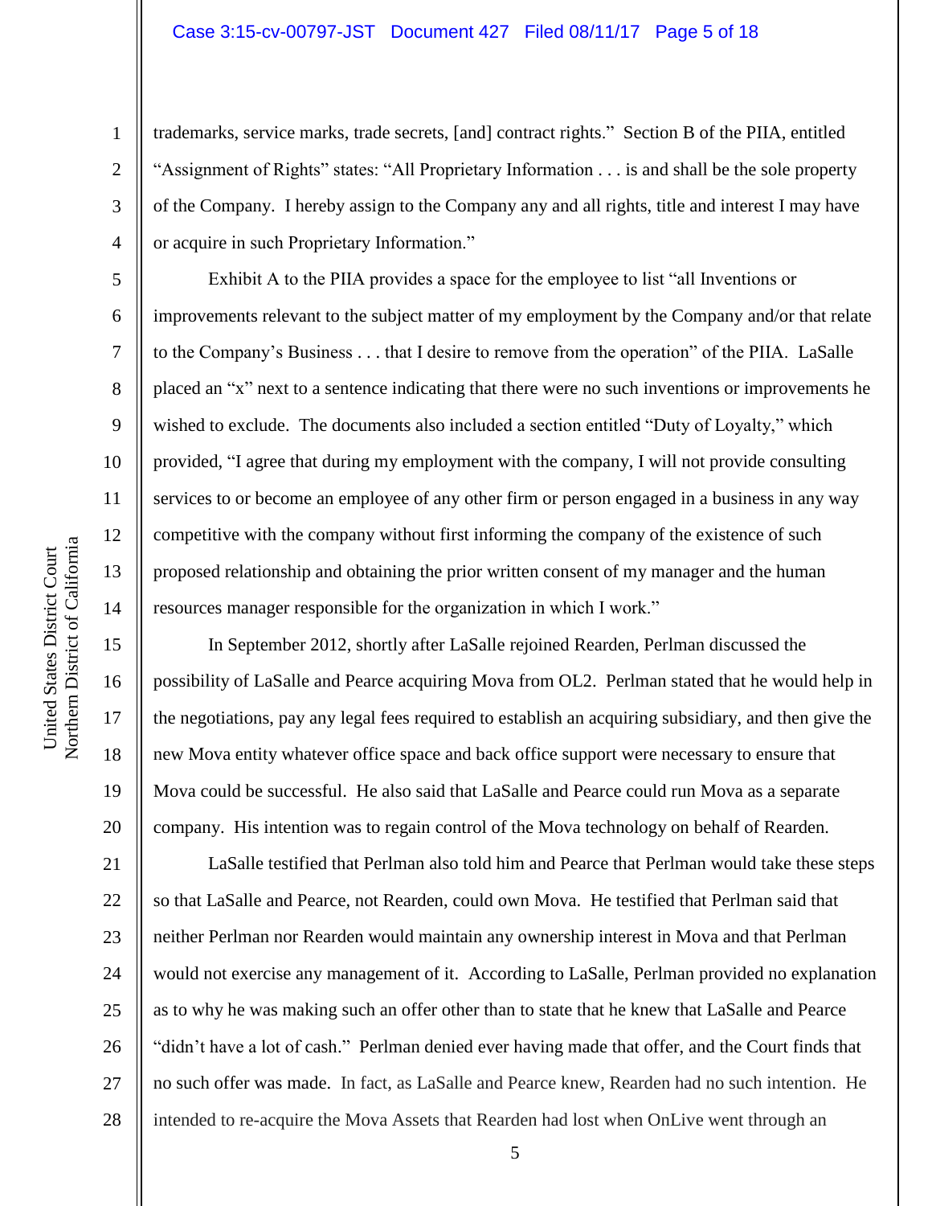trademarks, service marks, trade secrets, [and] contract rights." Section B of the PIIA, entitled "Assignment of Rights" states: "All Proprietary Information . . . is and shall be the sole property of the Company. I hereby assign to the Company any and all rights, title and interest I may have or acquire in such Proprietary Information."

Exhibit A to the PIIA provides a space for the employee to list "all Inventions or improvements relevant to the subject matter of my employment by the Company and/or that relate to the Company's Business . . . that I desire to remove from the operation" of the PIIA. LaSalle placed an "x" next to a sentence indicating that there were no such inventions or improvements he wished to exclude. The documents also included a section entitled "Duty of Loyalty," which provided, "I agree that during my employment with the company, I will not provide consulting services to or become an employee of any other firm or person engaged in a business in any way competitive with the company without first informing the company of the existence of such proposed relationship and obtaining the prior written consent of my manager and the human resources manager responsible for the organization in which I work."

In September 2012, shortly after LaSalle rejoined Rearden, Perlman discussed the possibility of LaSalle and Pearce acquiring Mova from OL2. Perlman stated that he would help in the negotiations, pay any legal fees required to establish an acquiring subsidiary, and then give the new Mova entity whatever office space and back office support were necessary to ensure that Mova could be successful. He also said that LaSalle and Pearce could run Mova as a separate company. His intention was to regain control of the Mova technology on behalf of Rearden.

LaSalle testified that Perlman also told him and Pearce that Perlman would take these steps so that LaSalle and Pearce, not Rearden, could own Mova. He testified that Perlman said that neither Perlman nor Rearden would maintain any ownership interest in Mova and that Perlman would not exercise any management of it. According to LaSalle, Perlman provided no explanation as to why he was making such an offer other than to state that he knew that LaSalle and Pearce "didn't have a lot of cash." Perlman denied ever having made that offer, and the Court finds that no such offer was made. In fact, as LaSalle and Pearce knew, Rearden had no such intention. He intended to re-acquire the Mova Assets that Rearden had lost when OnLive went through an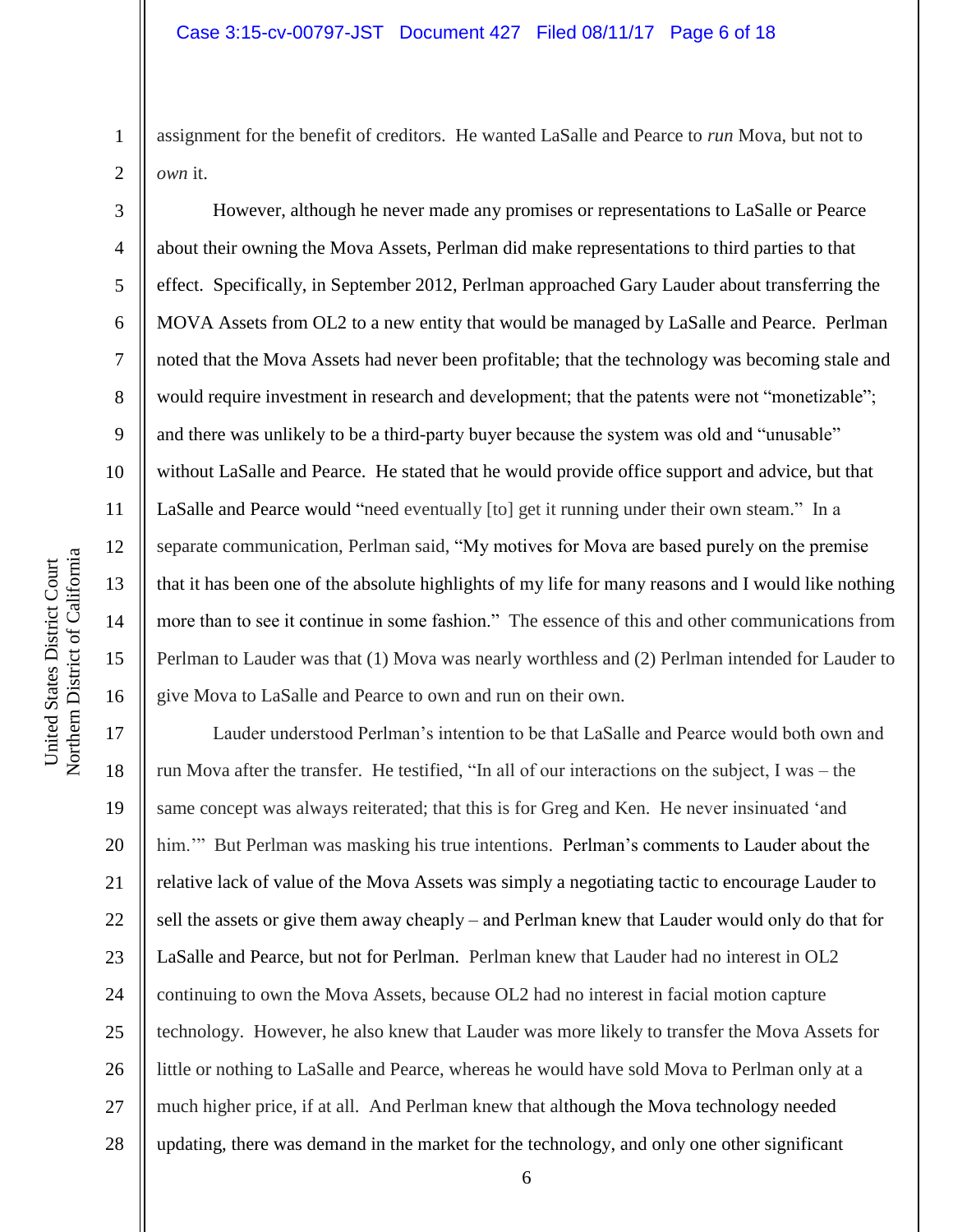assignment for the benefit of creditors. He wanted LaSalle and Pearce to *run* Mova, but not to *own* it.

However, although he never made any promises or representations to LaSalle or Pearce about their owning the Mova Assets, Perlman did make representations to third parties to that effect. Specifically, in September 2012, Perlman approached Gary Lauder about transferring the MOVA Assets from OL2 to a new entity that would be managed by LaSalle and Pearce. Perlman noted that the Mova Assets had never been profitable; that the technology was becoming stale and would require investment in research and development; that the patents were not "monetizable"; and there was unlikely to be a third-party buyer because the system was old and "unusable" without LaSalle and Pearce. He stated that he would provide office support and advice, but that LaSalle and Pearce would "need eventually [to] get it running under their own steam." In a separate communication, Perlman said, "My motives for Mova are based purely on the premise that it has been one of the absolute highlights of my life for many reasons and I would like nothing more than to see it continue in some fashion." The essence of this and other communications from Perlman to Lauder was that (1) Mova was nearly worthless and (2) Perlman intended for Lauder to give Mova to LaSalle and Pearce to own and run on their own.

Lauder understood Perlman's intention to be that LaSalle and Pearce would both own and run Mova after the transfer. He testified, "In all of our interactions on the subject, I was – the same concept was always reiterated; that this is for Greg and Ken. He never insinuated 'and him.'" But Perlman was masking his true intentions. Perlman's comments to Lauder about the relative lack of value of the Mova Assets was simply a negotiating tactic to encourage Lauder to sell the assets or give them away cheaply – and Perlman knew that Lauder would only do that for LaSalle and Pearce, but not for Perlman. Perlman knew that Lauder had no interest in OL2 continuing to own the Mova Assets, because OL2 had no interest in facial motion capture technology. However, he also knew that Lauder was more likely to transfer the Mova Assets for little or nothing to LaSalle and Pearce, whereas he would have sold Mova to Perlman only at a much higher price, if at all. And Perlman knew that although the Mova technology needed updating, there was demand in the market for the technology, and only one other significant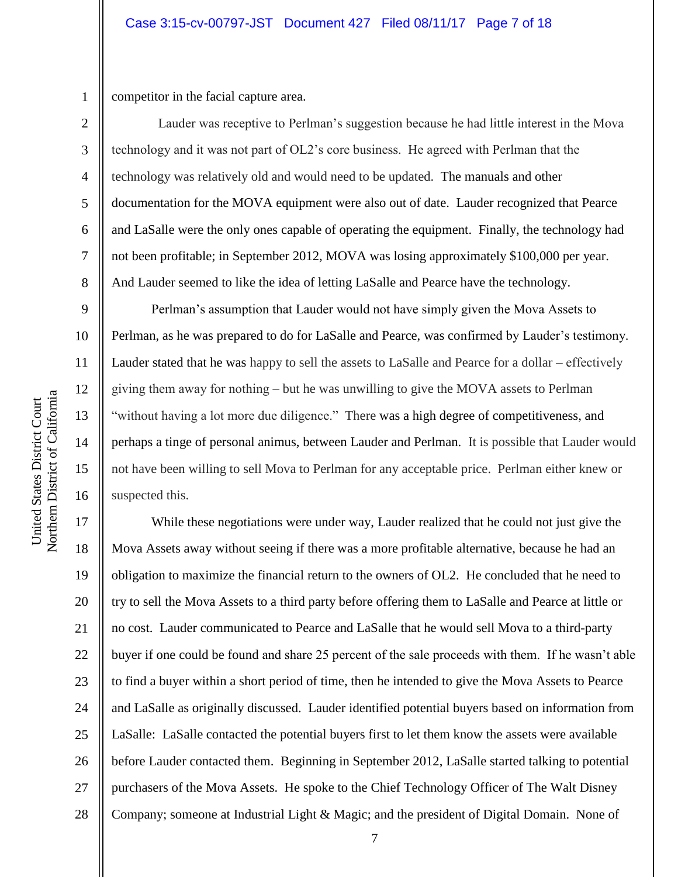competitor in the facial capture area.

Lauder was receptive to Perlman's suggestion because he had little interest in the Mova technology and it was not part of OL2's core business. He agreed with Perlman that the technology was relatively old and would need to be updated. The manuals and other documentation for the MOVA equipment were also out of date. Lauder recognized that Pearce and LaSalle were the only ones capable of operating the equipment. Finally, the technology had not been profitable; in September 2012, MOVA was losing approximately $100,000 per year. And Lauder seemed to like the idea of letting LaSalle and Pearce have the technology.

Perlman's assumption that Lauder would not have simply given the Mova Assets to Perlman, as he was prepared to do for LaSalle and Pearce, was confirmed by Lauder's testimony. Lauder stated that he was happy to sell the assets to LaSalle and Pearce for a dollar – effectively giving them away for nothing – but he was unwilling to give the MOVA assets to Perlman "without having a lot more due diligence." There was a high degree of competitiveness, and perhaps a tinge of personal animus, between Lauder and Perlman. It is possible that Lauder would not have been willing to sell Mova to Perlman for any acceptable price. Perlman either knew or suspected this.

While these negotiations were under way, Lauder realized that he could not just give the Mova Assets away without seeing if there was a more profitable alternative, because he had an obligation to maximize the financial return to the owners of OL2. He concluded that he need to try to sell the Mova Assets to a third party before offering them to LaSalle and Pearce at little or no cost. Lauder communicated to Pearce and LaSalle that he would sell Mova to a third-party buyer if one could be found and share 25 percent of the sale proceeds with them. If he wasn't able to find a buyer within a short period of time, then he intended to give the Mova Assets to Pearce and LaSalle as originally discussed. Lauder identified potential buyers based on information from LaSalle: LaSalle contacted the potential buyers first to let them know the assets were available before Lauder contacted them. Beginning in September 2012, LaSalle started talking to potential purchasers of the Mova Assets. He spoke to the Chief Technology Officer of The Walt Disney Company; someone at Industrial Light & Magic; and the president of Digital Domain. None of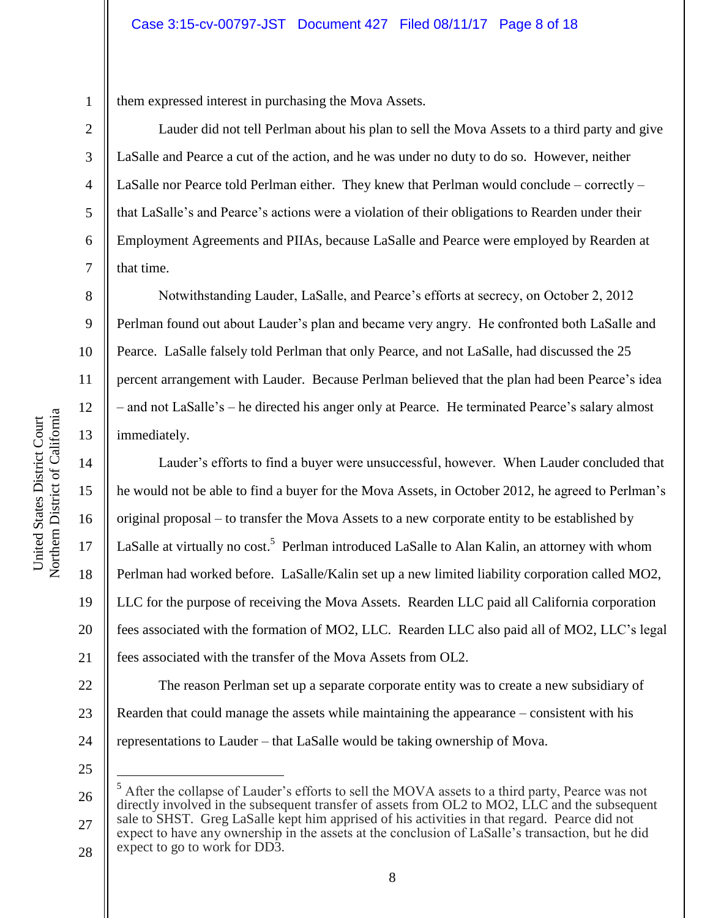them expressed interest in purchasing the Mova Assets.

Lauder did not tell Perlman about his plan to sell the Mova Assets to a third party and give LaSalle and Pearce a cut of the action, and he was under no duty to do so. However, neither LaSalle nor Pearce told Perlman either. They knew that Perlman would conclude – correctly – that LaSalle's and Pearce's actions were a violation of their obligations to Rearden under their Employment Agreements and PIIAs, because LaSalle and Pearce were employed by Rearden at that time.

Notwithstanding Lauder, LaSalle, and Pearce's efforts at secrecy, on October 2, 2012 Perlman found out about Lauder's plan and became very angry. He confronted both LaSalle and Pearce. LaSalle falsely told Perlman that only Pearce, and not LaSalle, had discussed the 25 percent arrangement with Lauder. Because Perlman believed that the plan had been Pearce's idea – and not LaSalle's – he directed his anger only at Pearce. He terminated Pearce's salary almost immediately.

Lauder's efforts to find a buyer were unsuccessful, however. When Lauder concluded that he would not be able to find a buyer for the Mova Assets, in October 2012, he agreed to Perlman's original proposal – to transfer the Mova Assets to a new corporate entity to be established by LaSalle at virtually no cost.[5] Perlman introduced LaSalle to Alan Kalin, an attorney with whom Perlman had worked before. LaSalle/Kalin set up a new limited liability corporation called MO2, LLC for the purpose of receiving the Mova Assets. Rearden LLC paid all California corporation fees associated with the formation of MO2, LLC. Rearden LLC also paid all of MO2, LLC's legal fees associated with the transfer of the Mova Assets from OL2.

The reason Perlman set up a separate corporate entity was to create a new subsidiary of Rearden that could manage the assets while maintaining the appearance – consistent with his representations to Lauder – that LaSalle would be taking ownership of Mova.

---

[5] After the collapse of Lauder's efforts to sell the MOVA assets to a third party, Pearce was not directly involved in the subsequent transfer of assets from OL2 to MO2, LLC and the subsequent sale to SHST. Greg LaSalle kept him apprised of his activities in that regard. Pearce did not expect to have any ownership in the assets at the conclusion of LaSalle's transaction, but he did expect to go to work for DD3.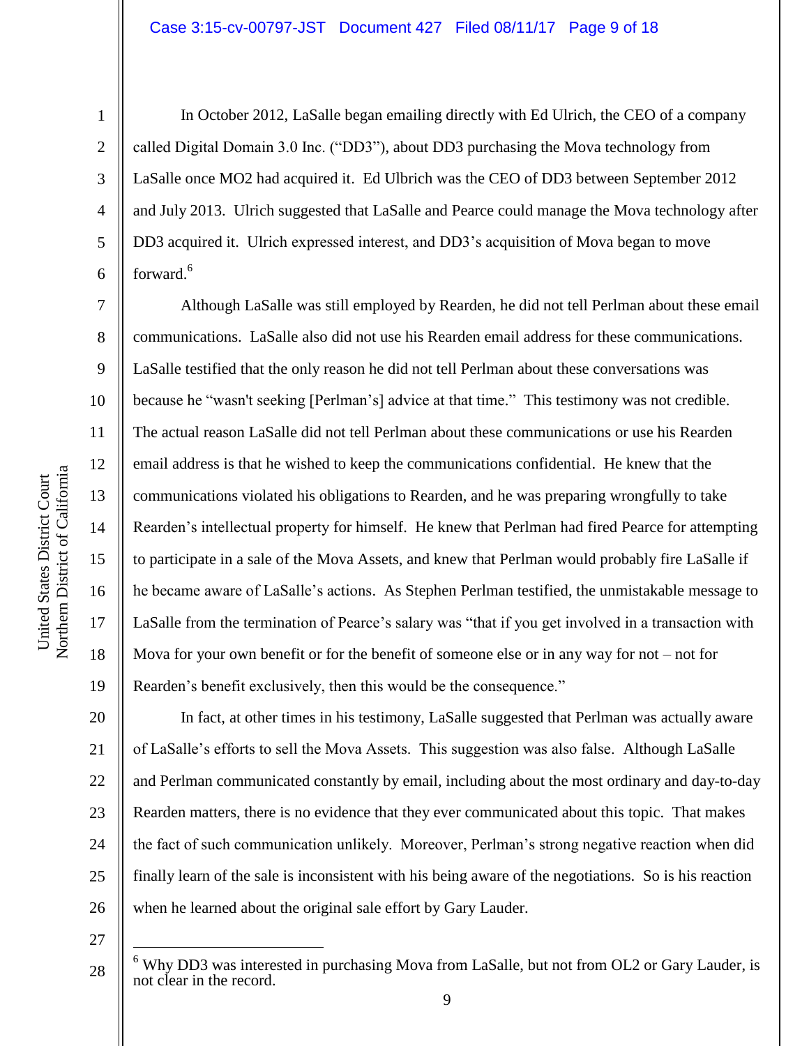In October 2012, LaSalle began emailing directly with Ed Ulrich, the CEO of a company called Digital Domain 3.0 Inc. ("DD3"), about DD3 purchasing the Mova technology from LaSalle once MO2 had acquired it. Ed Ulbrich was the CEO of DD3 between September 2012 and July 2013. Ulrich suggested that LaSalle and Pearce could manage the Mova technology after DD3 acquired it. Ulrich expressed interest, and DD3's acquisition of Mova began to move forward.[6]

Although LaSalle was still employed by Rearden, he did not tell Perlman about these email communications. LaSalle also did not use his Rearden email address for these communications. LaSalle testified that the only reason he did not tell Perlman about these conversations was because he "wasn't seeking [Perlman's] advice at that time." This testimony was not credible. The actual reason LaSalle did not tell Perlman about these communications or use his Rearden email address is that he wished to keep the communications confidential. He knew that the communications violated his obligations to Rearden, and he was preparing wrongfully to take Rearden's intellectual property for himself. He knew that Perlman had fired Pearce for attempting to participate in a sale of the Mova Assets, and knew that Perlman would probably fire LaSalle if he became aware of LaSalle's actions. As Stephen Perlman testified, the unmistakable message to LaSalle from the termination of Pearce's salary was "that if you get involved in a transaction with Mova for your own benefit or for the benefit of someone else or in any way for not – not for Rearden's benefit exclusively, then this would be the consequence."

In fact, at other times in his testimony, LaSalle suggested that Perlman was actually aware of LaSalle's efforts to sell the Mova Assets. This suggestion was also false. Although LaSalle and Perlman communicated constantly by email, including about the most ordinary and day-to-day Rearden matters, there is no evidence that they ever communicated about this topic. That makes the fact of such communication unlikely. Moreover, Perlman's strong negative reaction when did finally learn of the sale is inconsistent with his being aware of the negotiations. So is his reaction when he learned about the original sale effort by Gary Lauder.

---

[6] Why DD3 was interested in purchasing Mova from LaSalle, but not from OL2 or Gary Lauder, is not clear in the record.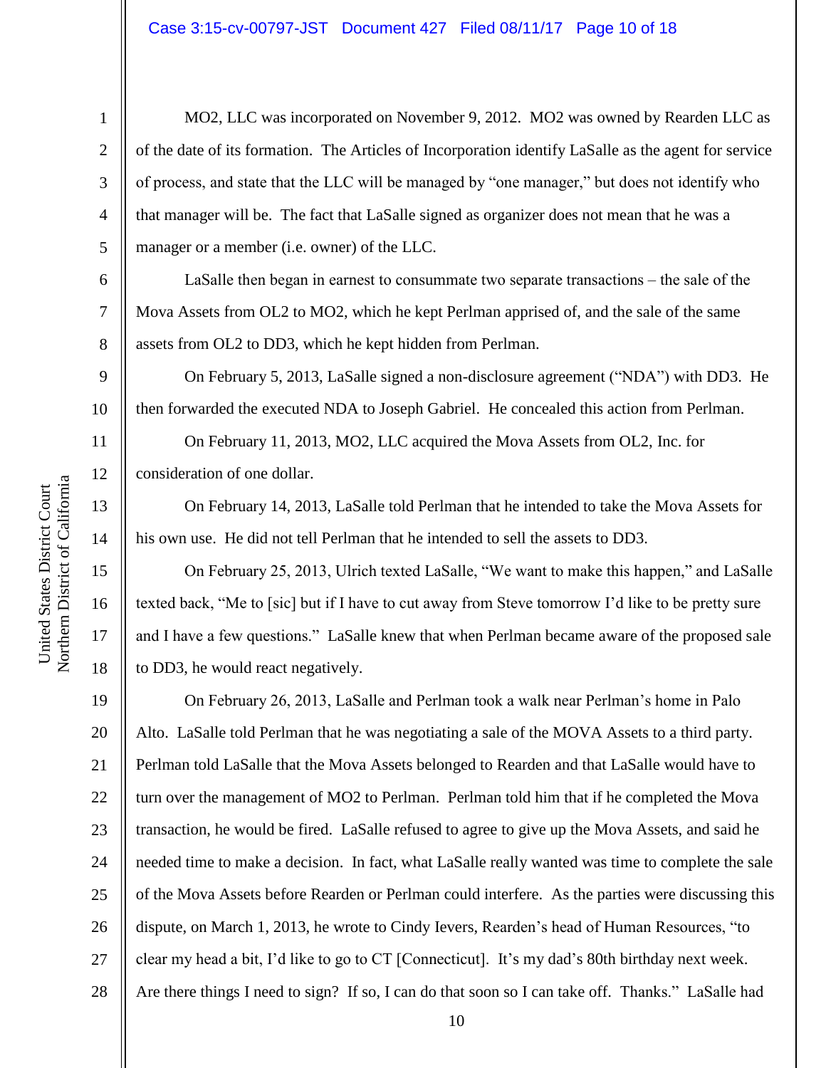MO2, LLC was incorporated on November 9, 2012. MO2 was owned by Rearden LLC as of the date of its formation. The Articles of Incorporation identify LaSalle as the agent for service of process, and state that the LLC will be managed by "one manager," but does not identify who that manager will be. The fact that LaSalle signed as organizer does not mean that he was a manager or a member (i.e. owner) of the LLC.

LaSalle then began in earnest to consummate two separate transactions – the sale of the Mova Assets from OL2 to MO2, which he kept Perlman apprised of, and the sale of the same assets from OL2 to DD3, which he kept hidden from Perlman.

On February 5, 2013, LaSalle signed a non-disclosure agreement ("NDA") with DD3. He then forwarded the executed NDA to Joseph Gabriel. He concealed this action from Perlman.

On February 11, 2013, MO2, LLC acquired the Mova Assets from OL2, Inc. for consideration of one dollar.

On February 14, 2013, LaSalle told Perlman that he intended to take the Mova Assets for his own use. He did not tell Perlman that he intended to sell the assets to DD3.

On February 25, 2013, Ulrich texted LaSalle, "We want to make this happen," and LaSalle texted back, "Me to [sic] but if I have to cut away from Steve tomorrow I'd like to be pretty sure and I have a few questions." LaSalle knew that when Perlman became aware of the proposed sale to DD3, he would react negatively.

On February 26, 2013, LaSalle and Perlman took a walk near Perlman's home in Palo Alto. LaSalle told Perlman that he was negotiating a sale of the MOVA Assets to a third party. Perlman told LaSalle that the Mova Assets belonged to Rearden and that LaSalle would have to turn over the management of MO2 to Perlman. Perlman told him that if he completed the Mova transaction, he would be fired. LaSalle refused to agree to give up the Mova Assets, and said he needed time to make a decision. In fact, what LaSalle really wanted was time to complete the sale of the Mova Assets before Rearden or Perlman could interfere. As the parties were discussing this dispute, on March 1, 2013, he wrote to Cindy Ievers, Rearden's head of Human Resources, "to clear my head a bit, I'd like to go to CT [Connecticut]. It's my dad's 80th birthday next week. Are there things I need to sign? If so, I can do that soon so I can take off. Thanks." LaSalle had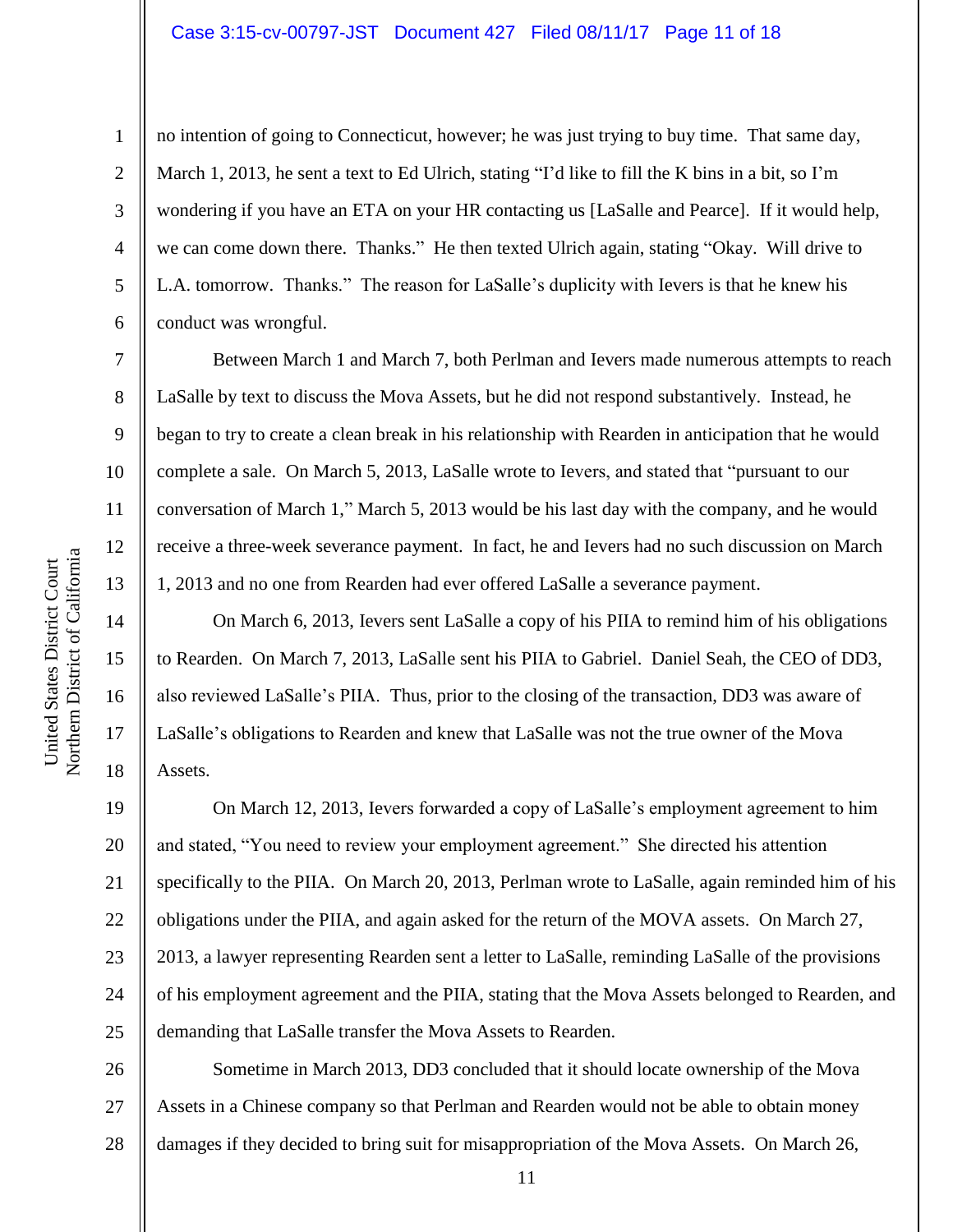no intention of going to Connecticut, however; he was just trying to buy time. That same day, March 1, 2013, he sent a text to Ed Ulrich, stating "I'd like to fill the K bins in a bit, so I'm wondering if you have an ETA on your HR contacting us [LaSalle and Pearce]. If it would help, we can come down there. Thanks." He then texted Ulrich again, stating "Okay. Will drive to L.A. tomorrow. Thanks." The reason for LaSalle's duplicity with Ievers is that he knew his conduct was wrongful.

Between March 1 and March 7, both Perlman and Ievers made numerous attempts to reach LaSalle by text to discuss the Mova Assets, but he did not respond substantively. Instead, he began to try to create a clean break in his relationship with Rearden in anticipation that he would complete a sale. On March 5, 2013, LaSalle wrote to Ievers, and stated that "pursuant to our conversation of March 1," March 5, 2013 would be his last day with the company, and he would receive a three-week severance payment. In fact, he and Ievers had no such discussion on March 1, 2013 and no one from Rearden had ever offered LaSalle a severance payment.

On March 6, 2013, Ievers sent LaSalle a copy of his PIIA to remind him of his obligations to Rearden. On March 7, 2013, LaSalle sent his PIIA to Gabriel. Daniel Seah, the CEO of DD3, also reviewed LaSalle's PIIA. Thus, prior to the closing of the transaction, DD3 was aware of LaSalle's obligations to Rearden and knew that LaSalle was not the true owner of the Mova Assets.

On March 12, 2013, Ievers forwarded a copy of LaSalle's employment agreement to him and stated, "You need to review your employment agreement." She directed his attention specifically to the PIIA. On March 20, 2013, Perlman wrote to LaSalle, again reminded him of his obligations under the PIIA, and again asked for the return of the MOVA assets. On March 27, 2013, a lawyer representing Rearden sent a letter to LaSalle, reminding LaSalle of the provisions of his employment agreement and the PIIA, stating that the Mova Assets belonged to Rearden, and demanding that LaSalle transfer the Mova Assets to Rearden.

Sometime in March 2013, DD3 concluded that it should locate ownership of the Mova Assets in a Chinese company so that Perlman and Rearden would not be able to obtain money damages if they decided to bring suit for misappropriation of the Mova Assets. On March 26,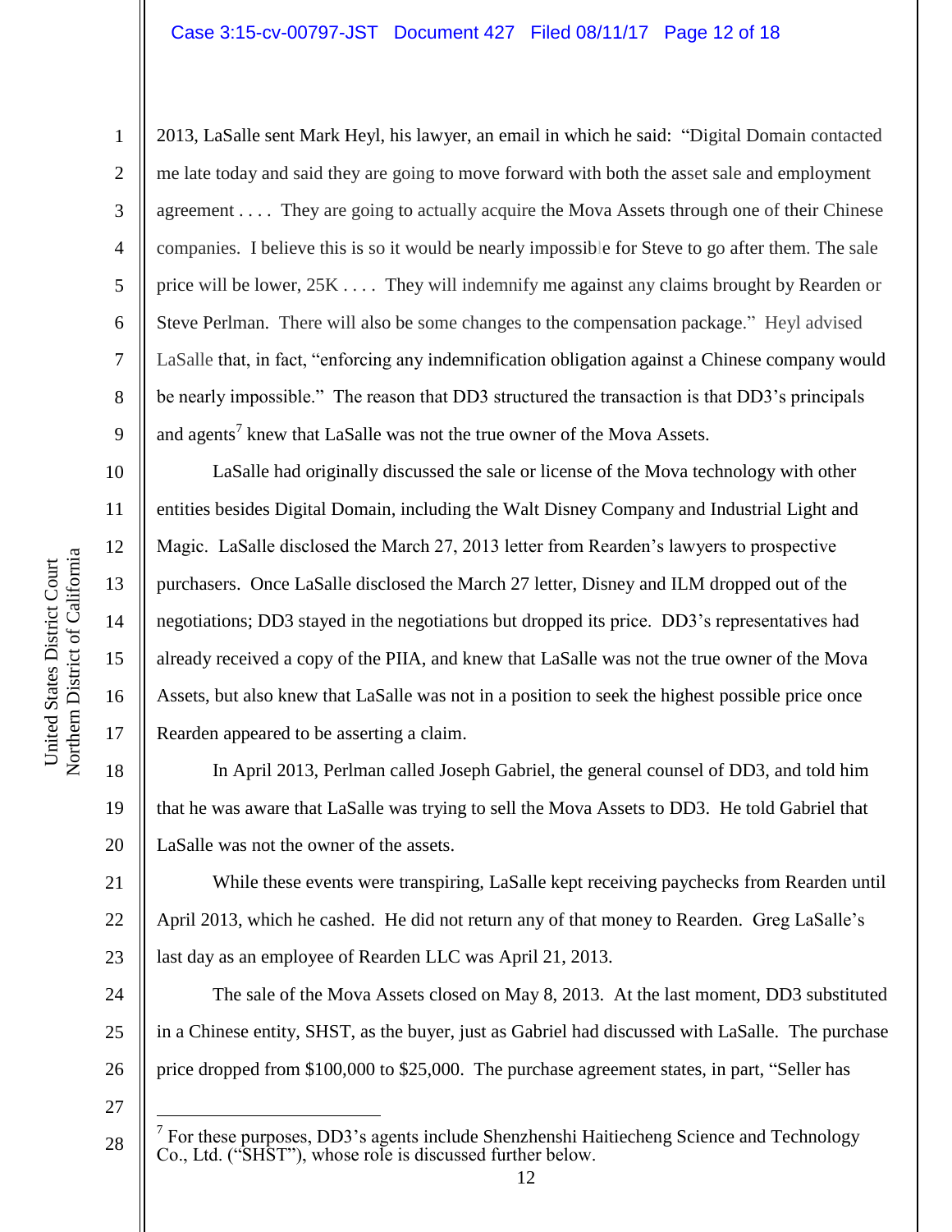2013, LaSalle sent Mark Heyl, his lawyer, an email in which he said: "Digital Domain contacted me late today and said they are going to move forward with both the asset sale and employment agreement . . . . They are going to actually acquire the Mova Assets through one of their Chinese companies. I believe this is so it would be nearly impossible for Steve to go after them. The sale price will be lower, 25K . . . . They will indemnify me against any claims brought by Rearden or Steve Perlman. There will also be some changes to the compensation package." Heyl advised LaSalle that, in fact, "enforcing any indemnification obligation against a Chinese company would be nearly impossible." The reason that DD3 structured the transaction is that DD3's principals and agents[7] knew that LaSalle was not the true owner of the Mova Assets.

LaSalle had originally discussed the sale or license of the Mova technology with other entities besides Digital Domain, including the Walt Disney Company and Industrial Light and Magic. LaSalle disclosed the March 27, 2013 letter from Rearden's lawyers to prospective purchasers. Once LaSalle disclosed the March 27 letter, Disney and ILM dropped out of the negotiations; DD3 stayed in the negotiations but dropped its price. DD3's representatives had already received a copy of the PIIA, and knew that LaSalle was not the true owner of the Mova Assets, but also knew that LaSalle was not in a position to seek the highest possible price once Rearden appeared to be asserting a claim.

In April 2013, Perlman called Joseph Gabriel, the general counsel of DD3, and told him that he was aware that LaSalle was trying to sell the Mova Assets to DD3. He told Gabriel that LaSalle was not the owner of the assets.

While these events were transpiring, LaSalle kept receiving paychecks from Rearden until April 2013, which he cashed. He did not return any of that money to Rearden. Greg LaSalle's last day as an employee of Rearden LLC was April 21, 2013.

The sale of the Mova Assets closed on May 8, 2013. At the last moment, DD3 substituted in a Chinese entity, SHST, as the buyer, just as Gabriel had discussed with LaSalle. The purchase price dropped from $100,000 to $25,000. The purchase agreement states, in part, "Seller has

---

[7] For these purposes, DD3's agents include Shenzhenshi Haitiecheng Science and Technology Co., Ltd. ("SHST"), whose role is discussed further below.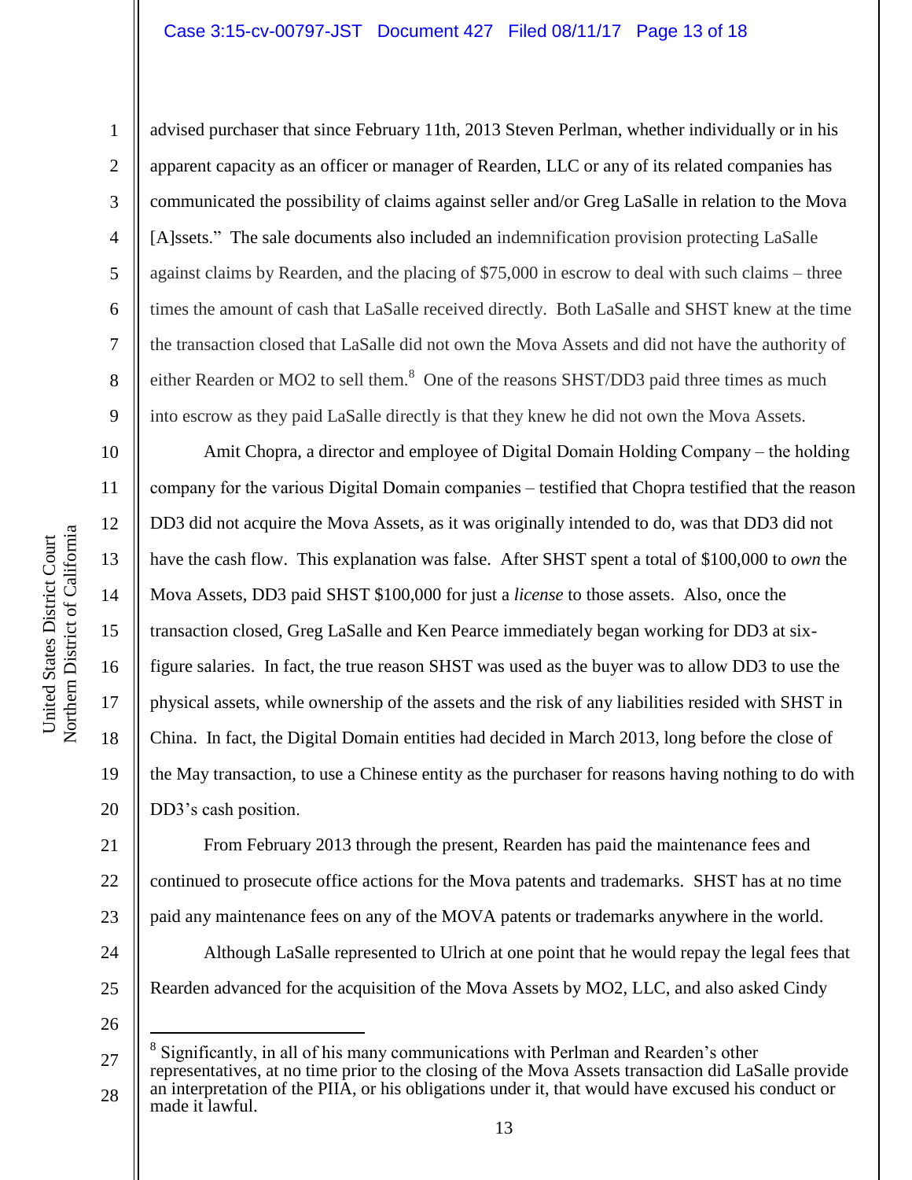advised purchaser that since February 11th, 2013 Steven Perlman, whether individually or in his apparent capacity as an officer or manager of Rearden, LLC or any of its related companies has communicated the possibility of claims against seller and/or Greg LaSalle in relation to the Mova [A]ssets." The sale documents also included an indemnification provision protecting LaSalle against claims by Rearden, and the placing of $75,000 in escrow to deal with such claims – three times the amount of cash that LaSalle received directly. Both LaSalle and SHST knew at the time the transaction closed that LaSalle did not own the Mova Assets and did not have the authority of either Rearden or MO2 to sell them.[8] One of the reasons SHST/DD3 paid three times as much into escrow as they paid LaSalle directly is that they knew he did not own the Mova Assets.

Amit Chopra, a director and employee of Digital Domain Holding Company – the holding company for the various Digital Domain companies – testified that Chopra testified that the reason DD3 did not acquire the Mova Assets, as it was originally intended to do, was that DD3 did not have the cash flow. This explanation was false. After SHST spent a total of $100,000 to *own* the Mova Assets, DD3 paid SHST $100,000 for just a *license* to those assets. Also, once the transaction closed, Greg LaSalle and Ken Pearce immediately began working for DD3 at six-figure salaries. In fact, the true reason SHST was used as the buyer was to allow DD3 to use the physical assets, while ownership of the assets and the risk of any liabilities resided with SHST in China. In fact, the Digital Domain entities had decided in March 2013, long before the close of the May transaction, to use a Chinese entity as the purchaser for reasons having nothing to do with DD3's cash position.

From February 2013 through the present, Rearden has paid the maintenance fees and continued to prosecute office actions for the Mova patents and trademarks. SHST has at no time paid any maintenance fees on any of the MOVA patents or trademarks anywhere in the world.

Although LaSalle represented to Ulrich at one point that he would repay the legal fees that Rearden advanced for the acquisition of the Mova Assets by MO2, LLC, and also asked Cindy

---

[8] Significantly, in all of his many communications with Perlman and Rearden's other representatives, at no time prior to the closing of the Mova Assets transaction did LaSalle provide an interpretation of the PIIA, or his obligations under it, that would have excused his conduct or made it lawful.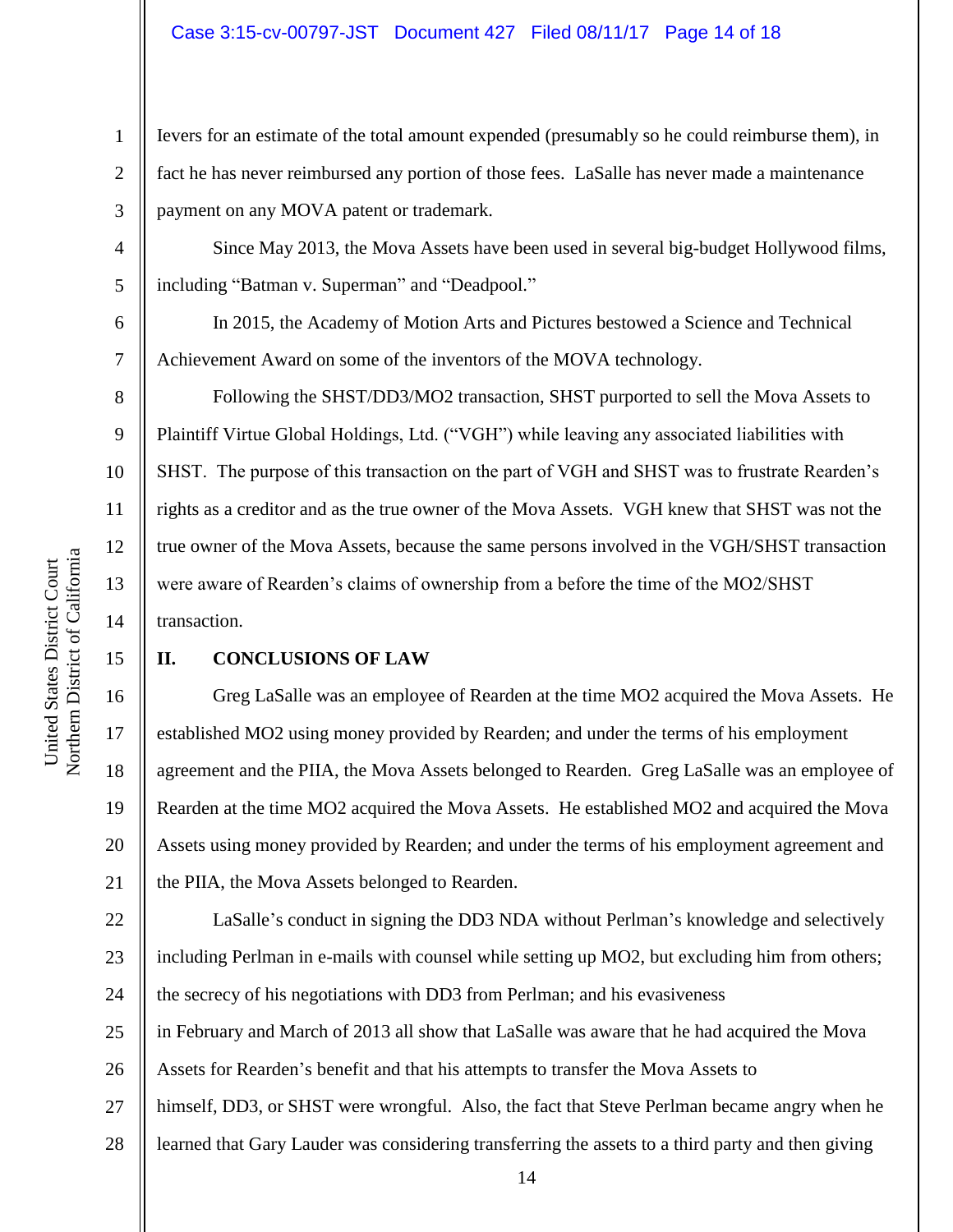Ievers for an estimate of the total amount expended (presumably so he could reimburse them), in fact he has never reimbursed any portion of those fees. LaSalle has never made a maintenance payment on any MOVA patent or trademark.

Since May 2013, the Mova Assets have been used in several big-budget Hollywood films, including "Batman v. Superman" and "Deadpool."

In 2015, the Academy of Motion Arts and Pictures bestowed a Science and Technical Achievement Award on some of the inventors of the MOVA technology.

Following the SHST/DD3/MO2 transaction, SHST purported to sell the Mova Assets to Plaintiff Virtue Global Holdings, Ltd. ("VGH") while leaving any associated liabilities with SHST. The purpose of this transaction on the part of VGH and SHST was to frustrate Rearden's rights as a creditor and as the true owner of the Mova Assets. VGH knew that SHST was not the true owner of the Mova Assets, because the same persons involved in the VGH/SHST transaction were aware of Rearden's claims of ownership from a before the time of the MO2/SHST transaction.

## II. CONCLUSIONS OF LAW

Greg LaSalle was an employee of Rearden at the time MO2 acquired the Mova Assets. He established MO2 using money provided by Rearden; and under the terms of his employment agreement and the PIIA, the Mova Assets belonged to Rearden. Greg LaSalle was an employee of Rearden at the time MO2 acquired the Mova Assets. He established MO2 and acquired the Mova Assets using money provided by Rearden; and under the terms of his employment agreement and the PIIA, the Mova Assets belonged to Rearden.

LaSalle's conduct in signing the DD3 NDA without Perlman's knowledge and selectively including Perlman in e-mails with counsel while setting up MO2, but excluding him from others; the secrecy of his negotiations with DD3 from Perlman; and his evasiveness in February and March of 2013 all show that LaSalle was aware that he had acquired the Mova Assets for Rearden's benefit and that his attempts to transfer the Mova Assets to himself, DD3, or SHST were wrongful. Also, the fact that Steve Perlman became angry when he learned that Gary Lauder was considering transferring the assets to a third party and then giving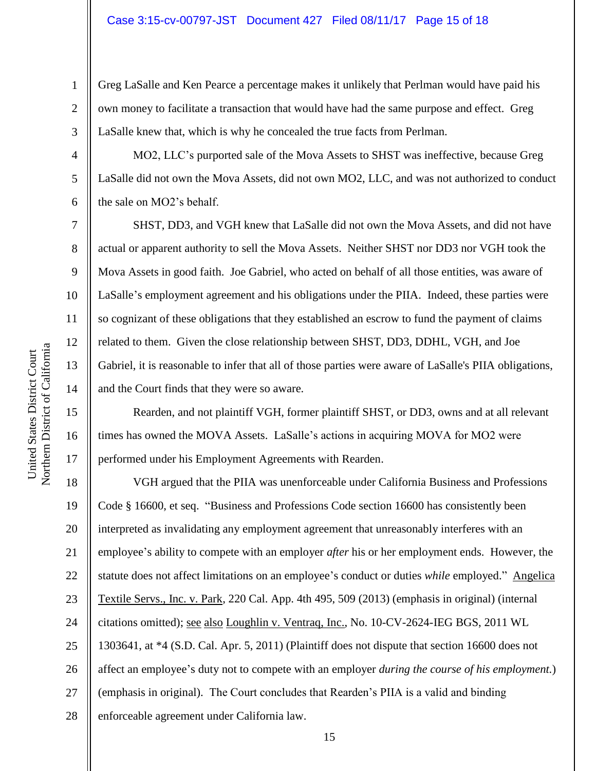Greg LaSalle and Ken Pearce a percentage makes it unlikely that Perlman would have paid his own money to facilitate a transaction that would have had the same purpose and effect. Greg LaSalle knew that, which is why he concealed the true facts from Perlman.

MO2, LLC's purported sale of the Mova Assets to SHST was ineffective, because Greg LaSalle did not own the Mova Assets, did not own MO2, LLC, and was not authorized to conduct the sale on MO2's behalf.

SHST, DD3, and VGH knew that LaSalle did not own the Mova Assets, and did not have actual or apparent authority to sell the Mova Assets. Neither SHST nor DD3 nor VGH took the Mova Assets in good faith. Joe Gabriel, who acted on behalf of all those entities, was aware of LaSalle's employment agreement and his obligations under the PIIA. Indeed, these parties were so cognizant of these obligations that they established an escrow to fund the payment of claims related to them. Given the close relationship between SHST, DD3, DDHL, VGH, and Joe Gabriel, it is reasonable to infer that all of those parties were aware of LaSalle's PIIA obligations, and the Court finds that they were so aware.

Rearden, and not plaintiff VGH, former plaintiff SHST, or DD3, owns and at all relevant times has owned the MOVA Assets. LaSalle's actions in acquiring MOVA for MO2 were performed under his Employment Agreements with Rearden.

VGH argued that the PIIA was unenforceable under California Business and Professions Code § 16600, et seq. "Business and Professions Code section 16600 has consistently been interpreted as invalidating any employment agreement that unreasonably interferes with an employee's ability to compete with an employer *after* his or her employment ends. However, the statute does not affect limitations on an employee's conduct or duties *while* employed." Angelica Textile Servs., Inc. v. Park, 220 Cal. App. 4th 495, 509 (2013) (emphasis in original) (internal citations omitted); see also Loughlin v. Ventraq, Inc., No. 10-CV-2624-IEG BGS, 2011 WL 1303641, at *4 (S.D. Cal. Apr. 5, 2011) (Plaintiff does not dispute that section 16600 does not affect an employee's duty not to compete with an employer *during the course of his employment.*) (emphasis in original). The Court concludes that Rearden's PIIA is a valid and binding enforceable agreement under California law.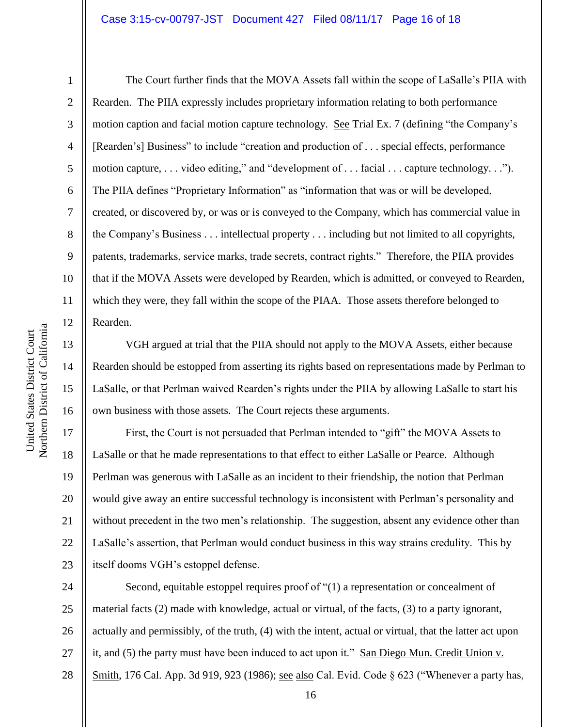The Court further finds that the MOVA Assets fall within the scope of LaSalle's PIIA with Rearden. The PIIA expressly includes proprietary information relating to both performance motion caption and facial motion capture technology. See Trial Ex. 7 (defining "the Company's [Rearden's] Business" to include "creation and production of . . . special effects, performance motion capture, . . . video editing," and "development of . . . facial . . . capture technology. . ."). The PIIA defines "Proprietary Information" as "information that was or will be developed, created, or discovered by, or was or is conveyed to the Company, which has commercial value in the Company's Business . . . intellectual property . . . including but not limited to all copyrights, patents, trademarks, service marks, trade secrets, contract rights." Therefore, the PIIA provides that if the MOVA Assets were developed by Rearden, which is admitted, or conveyed to Rearden, which they were, they fall within the scope of the PIAA. Those assets therefore belonged to Rearden.

VGH argued at trial that the PIIA should not apply to the MOVA Assets, either because Rearden should be estopped from asserting its rights based on representations made by Perlman to LaSalle, or that Perlman waived Rearden's rights under the PIIA by allowing LaSalle to start his own business with those assets. The Court rejects these arguments.

First, the Court is not persuaded that Perlman intended to "gift" the MOVA Assets to LaSalle or that he made representations to that effect to either LaSalle or Pearce. Although Perlman was generous with LaSalle as an incident to their friendship, the notion that Perlman would give away an entire successful technology is inconsistent with Perlman's personality and without precedent in the two men's relationship. The suggestion, absent any evidence other than LaSalle's assertion, that Perlman would conduct business in this way strains credulity. This by itself dooms VGH's estoppel defense.

Second, equitable estoppel requires proof of "(1) a representation or concealment of material facts (2) made with knowledge, actual or virtual, of the facts, (3) to a party ignorant, actually and permissibly, of the truth, (4) with the intent, actual or virtual, that the latter act upon it, and (5) the party must have been induced to act upon it." San Diego Mun. Credit Union v. Smith, 176 Cal. App. 3d 919, 923 (1986); see also Cal. Evid. Code § 623 ("Whenever a party has,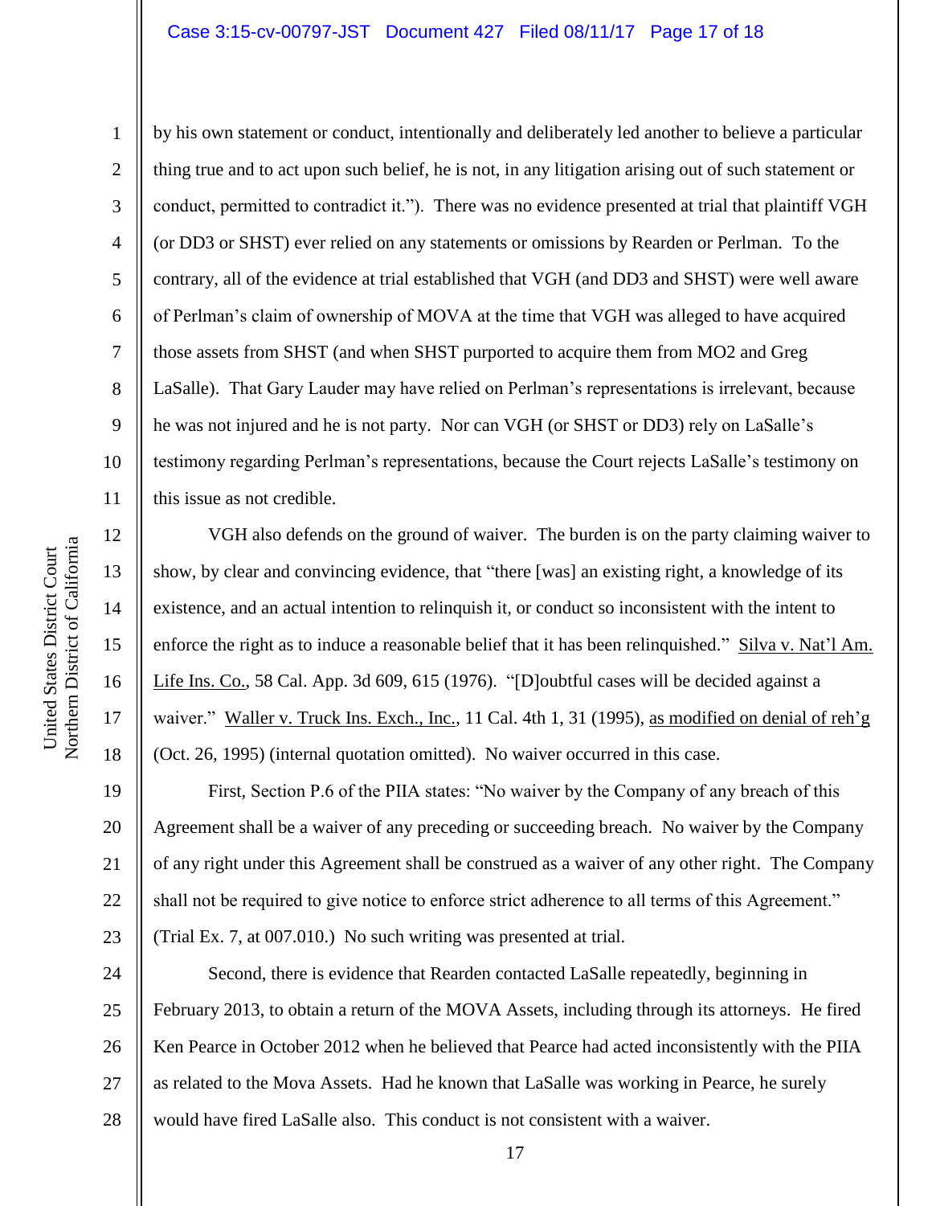by his own statement or conduct, intentionally and deliberately led another to believe a particular thing true and to act upon such belief, he is not, in any litigation arising out of such statement or conduct, permitted to contradict it."). There was no evidence presented at trial that plaintiff VGH (or DD3 or SHST) ever relied on any statements or omissions by Rearden or Perlman. To the contrary, all of the evidence at trial established that VGH (and DD3 and SHST) were well aware of Perlman's claim of ownership of MOVA at the time that VGH was alleged to have acquired those assets from SHST (and when SHST purported to acquire them from MO2 and Greg LaSalle). That Gary Lauder may have relied on Perlman's representations is irrelevant, because he was not injured and he is not party. Nor can VGH (or SHST or DD3) rely on LaSalle's testimony regarding Perlman's representations, because the Court rejects LaSalle's testimony on this issue as not credible.

VGH also defends on the ground of waiver. The burden is on the party claiming waiver to show, by clear and convincing evidence, that "there [was] an existing right, a knowledge of its existence, and an actual intention to relinquish it, or conduct so inconsistent with the intent to enforce the right as to induce a reasonable belief that it has been relinquished." Silva v. Nat'l Am. Life Ins. Co., 58 Cal. App. 3d 609, 615 (1976). "[D]oubtful cases will be decided against a waiver." Waller v. Truck Ins. Exch., Inc., 11 Cal. 4th 1, 31 (1995), as modified on denial of reh'g (Oct. 26, 1995) (internal quotation omitted). No waiver occurred in this case.

First, Section P.6 of the PIIA states: "No waiver by the Company of any breach of this Agreement shall be a waiver of any preceding or succeeding breach. No waiver by the Company of any right under this Agreement shall be construed as a waiver of any other right. The Company shall not be required to give notice to enforce strict adherence to all terms of this Agreement." (Trial Ex. 7, at 007.010.) No such writing was presented at trial.

Second, there is evidence that Rearden contacted LaSalle repeatedly, beginning in February 2013, to obtain a return of the MOVA Assets, including through its attorneys. He fired Ken Pearce in October 2012 when he believed that Pearce had acted inconsistently with the PIIA as related to the Mova Assets. Had he known that LaSalle was working in Pearce, he surely would have fired LaSalle also. This conduct is not consistent with a waiver.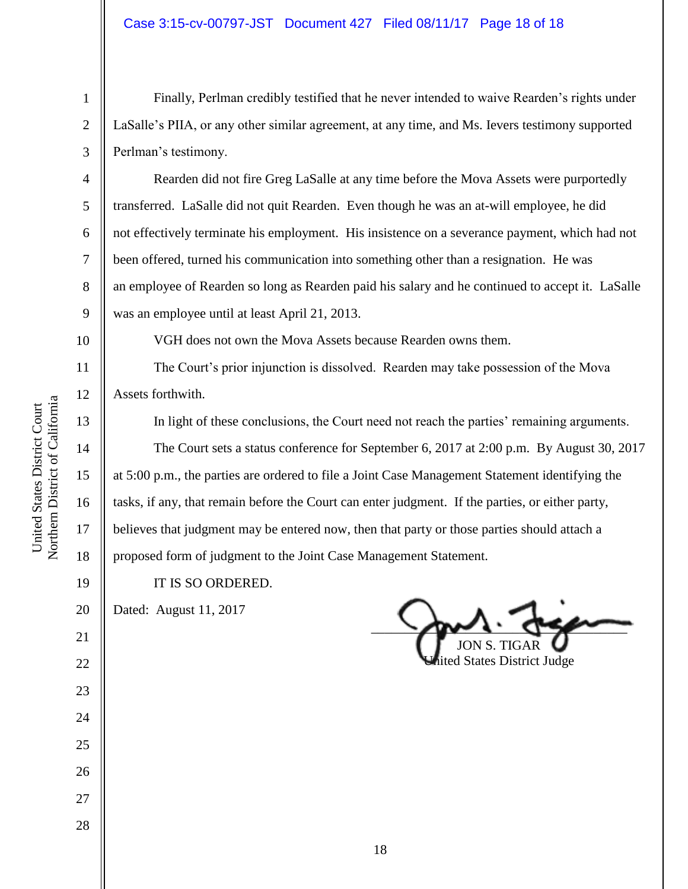Finally, Perlman credibly testified that he never intended to waive Rearden's rights under LaSalle's PIIA, or any other similar agreement, at any time, and Ms. Ievers testimony supported Perlman's testimony.

Rearden did not fire Greg LaSalle at any time before the Mova Assets were purportedly transferred. LaSalle did not quit Rearden. Even though he was an at-will employee, he did not effectively terminate his employment. His insistence on a severance payment, which had not been offered, turned his communication into something other than a resignation. He was an employee of Rearden so long as Rearden paid his salary and he continued to accept it. LaSalle was an employee until at least April 21, 2013.

VGH does not own the Mova Assets because Rearden owns them.

The Court's prior injunction is dissolved. Rearden may take possession of the Mova Assets forthwith.

In light of these conclusions, the Court need not reach the parties' remaining arguments.

The Court sets a status conference for September 6, 2017 at 2:00 p.m. By August 30, 2017 at 5:00 p.m., the parties are ordered to file a Joint Case Management Statement identifying the tasks, if any, that remain before the Court can enter judgment. If the parties, or either party, believes that judgment may be entered now, then that party or those parties should attach a proposed form of judgment to the Joint Case Management Statement.

IT IS SO ORDERED.

Dated: August 11, 2017

JON S. TIGAR
United States District Judge